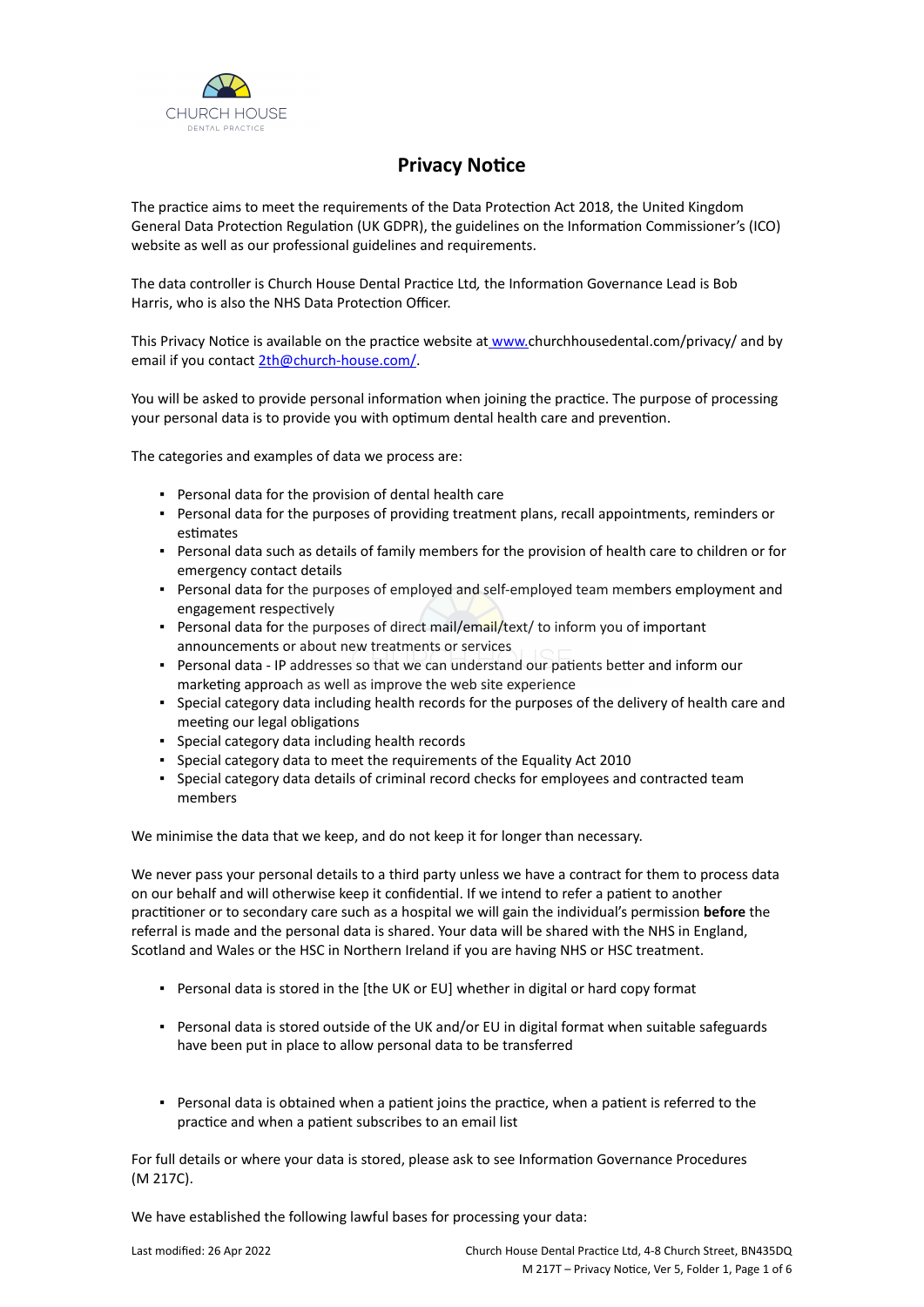CHURCH HOUSE
DENTAL PRACTICE

# Privacy Notice

The practice aims to meet the requirements of the Data Protection Act 2018, the United Kingdom General Data Protection Regulation (UK GDPR), the guidelines on the Information Commissioner's (ICO) website as well as our professional guidelines and requirements.

The data controller is Church House Dental Practice Ltd, the Information Governance Lead is Bob Harris, who is also the NHS Data Protection Officer.

This Privacy Notice is available on the practice website at www.churchhousedental.com/privacy/ and by email if you contact 2th@church-house.com/.

You will be asked to provide personal information when joining the practice. The purpose of processing your personal data is to provide you with optimum dental health care and prevention.

The categories and examples of data we process are:

- Personal data for the provision of dental health care
- Personal data for the purposes of providing treatment plans, recall appointments, reminders or estimates
- Personal data such as details of family members for the provision of health care to children or for emergency contact details
- Personal data for the purposes of employed and self-employed team members employment and engagement respectively
- Personal data for the purposes of direct mail/email/text/ to inform you of important announcements or about new treatments or services
- Personal data - IP addresses so that we can understand our patients better and inform our marketing approach as well as improve the web site experience
- Special category data including health records for the purposes of the delivery of health care and meeting our legal obligations
- Special category data including health records
- Special category data to meet the requirements of the Equality Act 2010
- Special category data details of criminal record checks for employees and contracted team members

We minimise the data that we keep, and do not keep it for longer than necessary.

We never pass your personal details to a third party unless we have a contract for them to process data on our behalf and will otherwise keep it confidential. If we intend to refer a patient to another practitioner or to secondary care such as a hospital we will gain the individual's permission **before** the referral is made and the personal data is shared. Your data will be shared with the NHS in England, Scotland and Wales or the HSC in Northern Ireland if you are having NHS or HSC treatment.

- Personal data is stored in the [the UK or EU] whether in digital or hard copy format
- Personal data is stored outside of the UK and/or EU in digital format when suitable safeguards have been put in place to allow personal data to be transferred
- Personal data is obtained when a patient joins the practice, when a patient is referred to the practice and when a patient subscribes to an email list

For full details or where your data is stored, please ask to see Information Governance Procedures (M 217C).

We have established the following lawful bases for processing your data: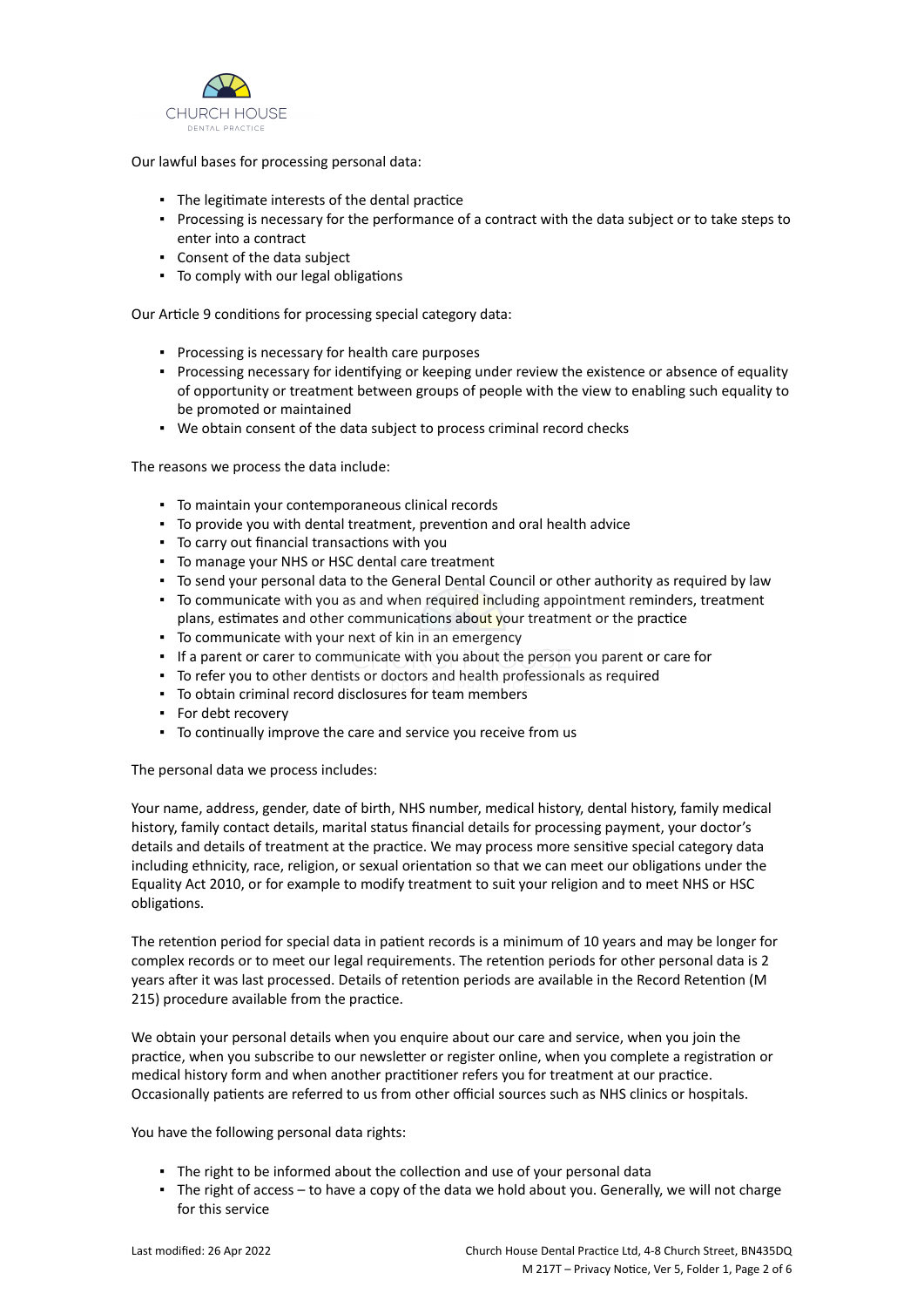Our lawful bases for processing personal data:

- The legitimate interests of the dental practice
- Processing is necessary for the performance of a contract with the data subject or to take steps to enter into a contract
- Consent of the data subject
- To comply with our legal obligations

Our Article 9 conditions for processing special category data:

- Processing is necessary for health care purposes
- Processing necessary for identifying or keeping under review the existence or absence of equality of opportunity or treatment between groups of people with the view to enabling such equality to be promoted or maintained
- We obtain consent of the data subject to process criminal record checks

The reasons we process the data include:

- To maintain your contemporaneous clinical records
- To provide you with dental treatment, prevention and oral health advice
- To carry out financial transactions with you
- To manage your NHS or HSC dental care treatment
- To send your personal data to the General Dental Council or other authority as required by law
- To communicate with you as and when required including appointment reminders, treatment plans, estimates and other communications about your treatment or the practice
- To communicate with your next of kin in an emergency
- If a parent or carer to communicate with you about the person you parent or care for
- To refer you to other dentists or doctors and health professionals as required
- To obtain criminal record disclosures for team members
- For debt recovery
- To continually improve the care and service you receive from us

The personal data we process includes:

Your name, address, gender, date of birth, NHS number, medical history, dental history, family medical history, family contact details, marital status financial details for processing payment, your doctor's details and details of treatment at the practice. We may process more sensitive special category data including ethnicity, race, religion, or sexual orientation so that we can meet our obligations under the Equality Act 2010, or for example to modify treatment to suit your religion and to meet NHS or HSC obligations.

The retention period for special data in patient records is a minimum of 10 years and may be longer for complex records or to meet our legal requirements. The retention periods for other personal data is 2 years after it was last processed. Details of retention periods are available in the Record Retention (M 215) procedure available from the practice.

We obtain your personal details when you enquire about our care and service, when you join the practice, when you subscribe to our newsletter or register online, when you complete a registration or medical history form and when another practitioner refers you for treatment at our practice. Occasionally patients are referred to us from other official sources such as NHS clinics or hospitals.

You have the following personal data rights:

- The right to be informed about the collection and use of your personal data
- The right of access – to have a copy of the data we hold about you. Generally, we will not charge for this service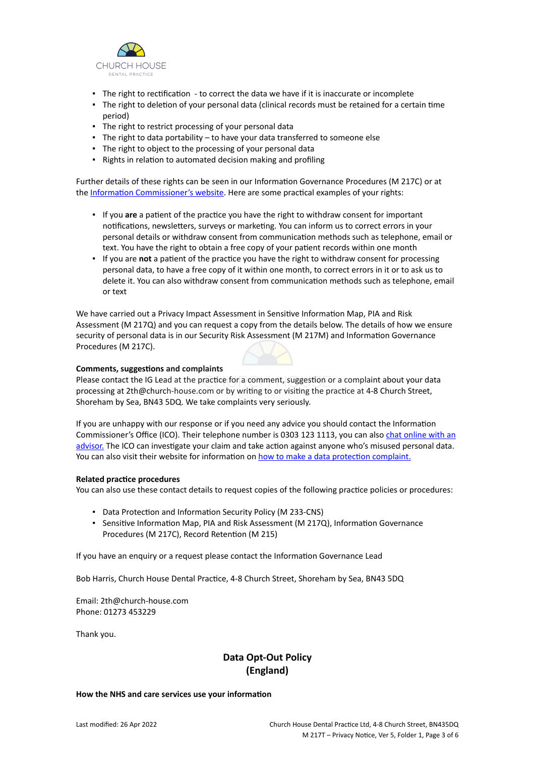- The right to rectification - to correct the data we have if it is inaccurate or incomplete
- The right to deletion of your personal data (clinical records must be retained for a certain time period)
- The right to restrict processing of your personal data
- The right to data portability – to have your data transferred to someone else
- The right to object to the processing of your personal data
- Rights in relation to automated decision making and profiling

Further details of these rights can be seen in our Information Governance Procedures (M 217C) or at the Information Commissioner's website. Here are some practical examples of your rights:

- If you **are** a patient of the practice you have the right to withdraw consent for important notifications, newsletters, surveys or marketing. You can inform us to correct errors in your personal details or withdraw consent from communication methods such as telephone, email or text. You have the right to obtain a free copy of your patient records within one month
- If you are **not** a patient of the practice you have the right to withdraw consent for processing personal data, to have a free copy of it within one month, to correct errors in it or to ask us to delete it. You can also withdraw consent from communication methods such as telephone, email or text

We have carried out a Privacy Impact Assessment in Sensitive Information Map, PIA and Risk Assessment (M 217Q) and you can request a copy from the details below. The details of how we ensure security of personal data is in our Security Risk Assessment (M 217M) and Information Governance Procedures (M 217C).

**Comments, suggestions and complaints**

Please contact the IG Lead at the practice for a comment, suggestion or a complaint about your data processing at 2th@church-house.com or by writing to or visiting the practice at 4-8 Church Street, Shoreham by Sea, BN43 5DQ. We take complaints very seriously.

If you are unhappy with our response or if you need any advice you should contact the Information Commissioner's Office (ICO). Their telephone number is 0303 123 1113, you can also chat online with an advisor. The ICO can investigate your claim and take action against anyone who's misused personal data. You can also visit their website for information on how to make a data protection complaint.

**Related practice procedures**

You can also use these contact details to request copies of the following practice policies or procedures:

- Data Protection and Information Security Policy (M 233-CNS)
- Sensitive Information Map, PIA and Risk Assessment (M 217Q), Information Governance Procedures (M 217C), Record Retention (M 215)

If you have an enquiry or a request please contact the Information Governance Lead

Bob Harris, Church House Dental Practice, 4-8 Church Street, Shoreham by Sea, BN43 5DQ

Email: 2th@church-house.com
Phone: 01273 453229

Thank you.

## Data Opt-Out Policy (England)

**How the NHS and care services use your information**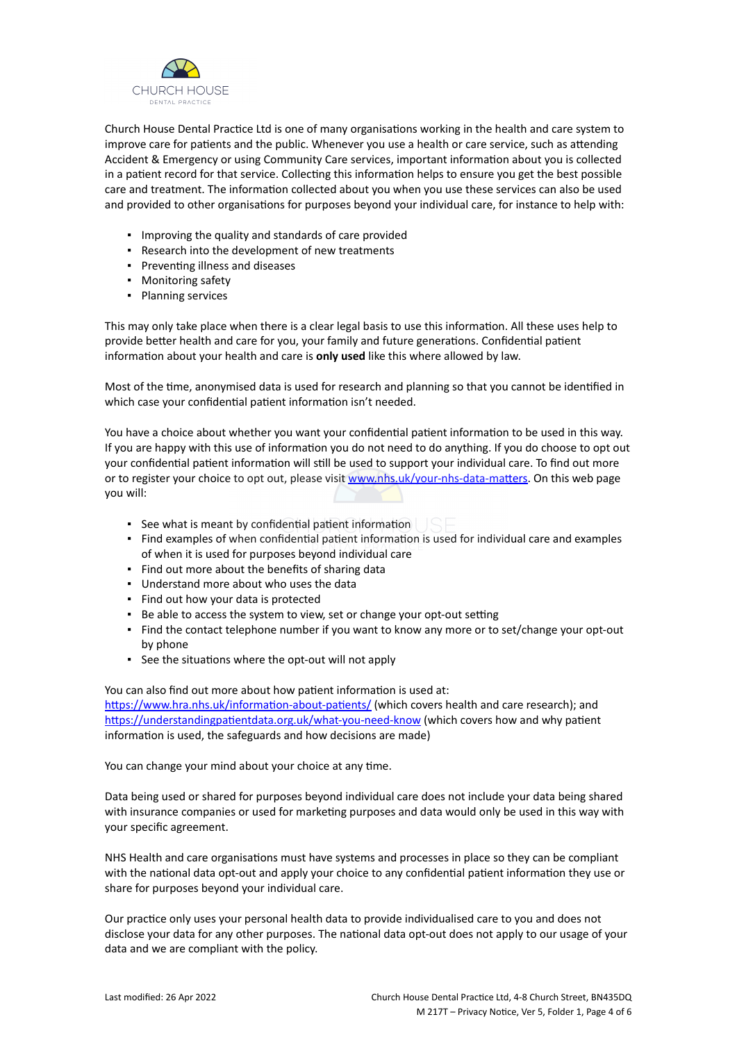Church House Dental Practice Ltd is one of many organisations working in the health and care system to improve care for patients and the public. Whenever you use a health or care service, such as attending Accident & Emergency or using Community Care services, important information about you is collected in a patient record for that service. Collecting this information helps to ensure you get the best possible care and treatment. The information collected about you when you use these services can also be used and provided to other organisations for purposes beyond your individual care, for instance to help with:

- Improving the quality and standards of care provided
- Research into the development of new treatments
- Preventing illness and diseases
- Monitoring safety
- Planning services

This may only take place when there is a clear legal basis to use this information. All these uses help to provide better health and care for you, your family and future generations. Confidential patient information about your health and care is **only used** like this where allowed by law.

Most of the time, anonymised data is used for research and planning so that you cannot be identified in which case your confidential patient information isn't needed.

You have a choice about whether you want your confidential patient information to be used in this way. If you are happy with this use of information you do not need to do anything. If you do choose to opt out your confidential patient information will still be used to support your individual care. To find out more or to register your choice to opt out, please visit [www.nhs.uk/your-nhs-data-matters](www.nhs.uk/your-nhs-data-matters). On this web page you will:

- See what is meant by confidential patient information
- Find examples of when confidential patient information is used for individual care and examples of when it is used for purposes beyond individual care
- Find out more about the benefits of sharing data
- Understand more about who uses the data
- Find out how your data is protected
- Be able to access the system to view, set or change your opt-out setting
- Find the contact telephone number if you want to know any more or to set/change your opt-out by phone
- See the situations where the opt-out will not apply

You can also find out more about how patient information is used at:
[https://www.hra.nhs.uk/information-about-patients/](https://www.hra.nhs.uk/information-about-patients/) (which covers health and care research); and [https://understandingpatientdata.org.uk/what-you-need-know](https://understandingpatientdata.org.uk/what-you-need-know) (which covers how and why patient information is used, the safeguards and how decisions are made)

You can change your mind about your choice at any time.

Data being used or shared for purposes beyond individual care does not include your data being shared with insurance companies or used for marketing purposes and data would only be used in this way with your specific agreement.

NHS Health and care organisations must have systems and processes in place so they can be compliant with the national data opt-out and apply your choice to any confidential patient information they use or share for purposes beyond your individual care.

Our practice only uses your personal health data to provide individualised care to you and does not disclose your data for any other purposes. The national data opt-out does not apply to our usage of your data and we are compliant with the policy.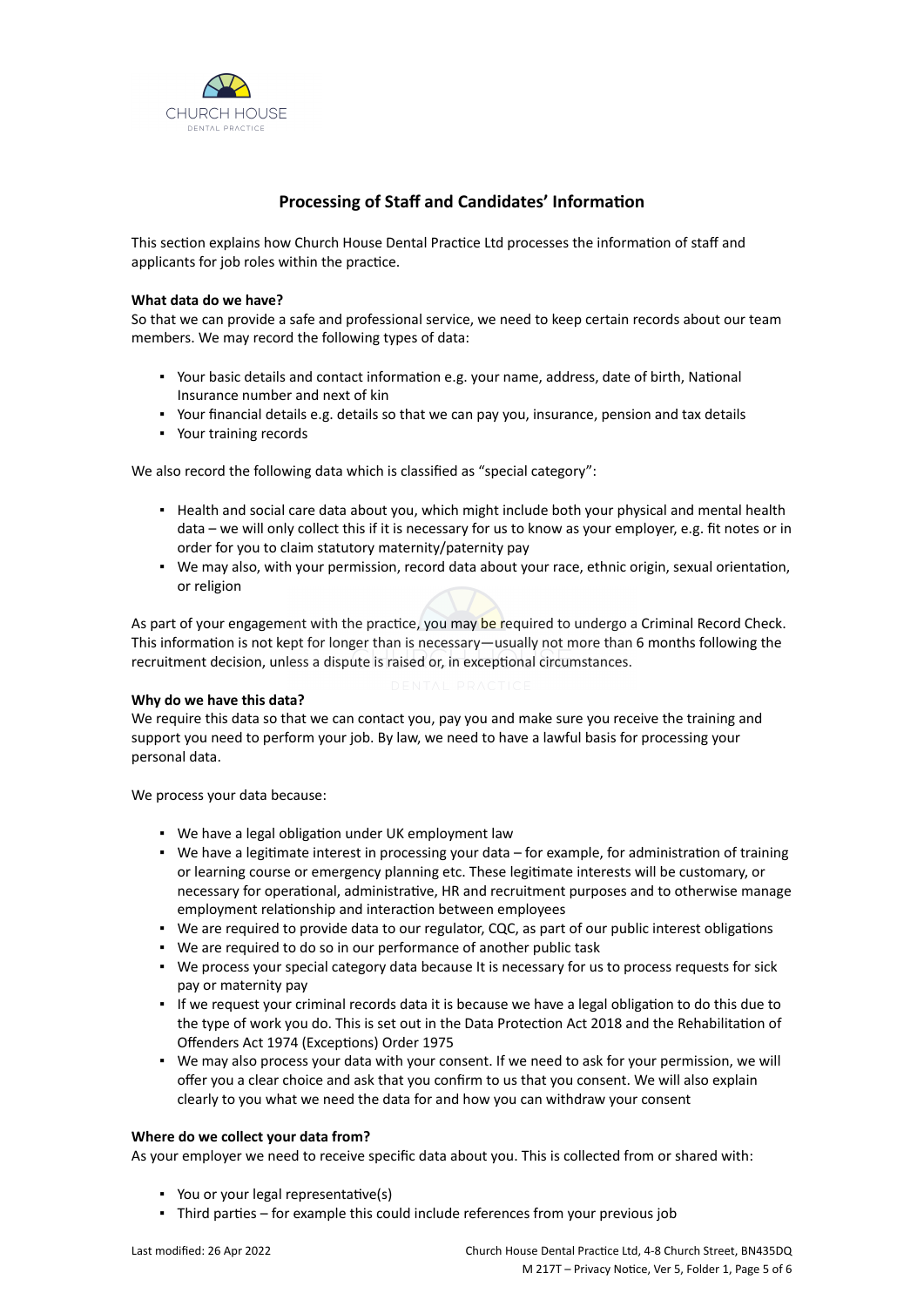## Processing of Staff and Candidates' Information

This section explains how Church House Dental Practice Ltd processes the information of staff and applicants for job roles within the practice.

**What data do we have?**
So that we can provide a safe and professional service, we need to keep certain records about our team members. We may record the following types of data:

- Your basic details and contact information e.g. your name, address, date of birth, National Insurance number and next of kin
- Your financial details e.g. details so that we can pay you, insurance, pension and tax details
- Your training records

We also record the following data which is classified as "special category":

- Health and social care data about you, which might include both your physical and mental health data – we will only collect this if it is necessary for us to know as your employer, e.g. fit notes or in order for you to claim statutory maternity/paternity pay
- We may also, with your permission, record data about your race, ethnic origin, sexual orientation, or religion

As part of your engagement with the practice, you may be required to undergo a Criminal Record Check. This information is not kept for longer than is necessary—usually not more than 6 months following the recruitment decision, unless a dispute is raised or, in exceptional circumstances.

**Why do we have this data?**
We require this data so that we can contact you, pay you and make sure you receive the training and support you need to perform your job. By law, we need to have a lawful basis for processing your personal data.

We process your data because:

- We have a legal obligation under UK employment law
- We have a legitimate interest in processing your data – for example, for administration of training or learning course or emergency planning etc. These legitimate interests will be customary, or necessary for operational, administrative, HR and recruitment purposes and to otherwise manage employment relationship and interaction between employees
- We are required to provide data to our regulator, CQC, as part of our public interest obligations
- We are required to do so in our performance of another public task
- We process your special category data because It is necessary for us to process requests for sick pay or maternity pay
- If we request your criminal records data it is because we have a legal obligation to do this due to the type of work you do. This is set out in the Data Protection Act 2018 and the Rehabilitation of Offenders Act 1974 (Exceptions) Order 1975
- We may also process your data with your consent. If we need to ask for your permission, we will offer you a clear choice and ask that you confirm to us that you consent. We will also explain clearly to you what we need the data for and how you can withdraw your consent

**Where do we collect your data from?**
As your employer we need to receive specific data about you. This is collected from or shared with:

- You or your legal representative(s)
- Third parties – for example this could include references from your previous job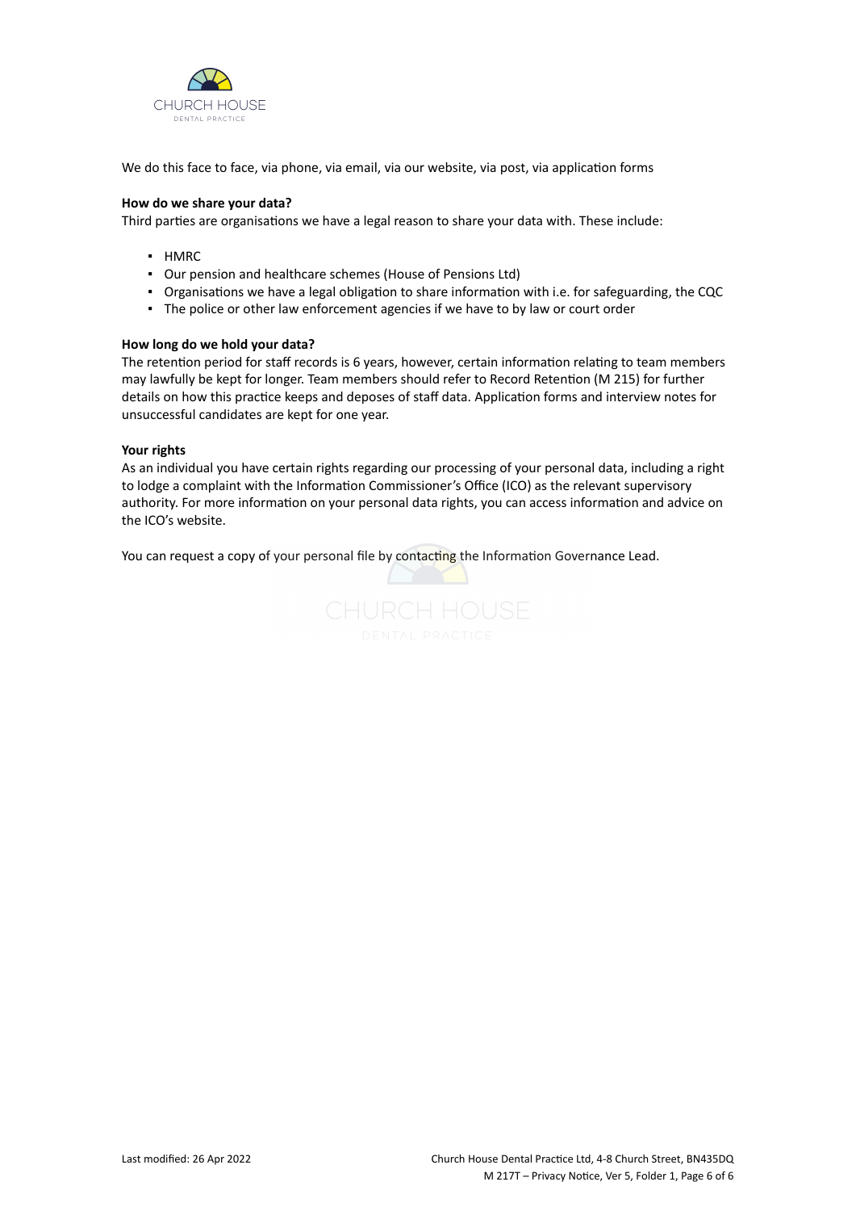We do this face to face, via phone, via email, via our website, via post, via application forms

**How do we share your data?**

Third parties are organisations we have a legal reason to share your data with. These include:

- HMRC
- Our pension and healthcare schemes (House of Pensions Ltd)
- Organisations we have a legal obligation to share information with i.e. for safeguarding, the CQC
- The police or other law enforcement agencies if we have to by law or court order

**How long do we hold your data?**

The retention period for staff records is 6 years, however, certain information relating to team members may lawfully be kept for longer. Team members should refer to Record Retention (M 215) for further details on how this practice keeps and deposes of staff data. Application forms and interview notes for unsuccessful candidates are kept for one year.

**Your rights**

As an individual you have certain rights regarding our processing of your personal data, including a right to lodge a complaint with the Information Commissioner's Office (ICO) as the relevant supervisory authority. For more information on your personal data rights, you can access information and advice on the ICO's website.

You can request a copy of your personal file by contacting the Information Governance Lead.